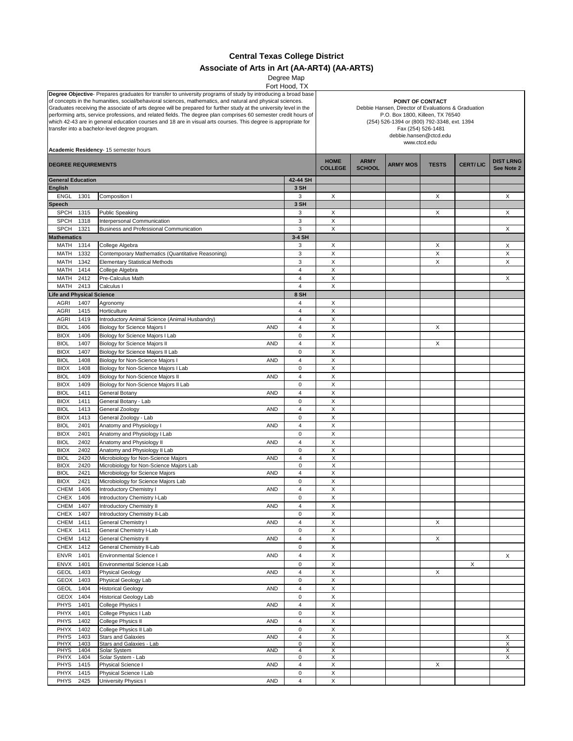# Central Texas College District

## Associate of Arts in Art (AA-ART4) (AA-ARTS)

Degree Map

Fort Hood, TX

**Degree Objective**- Prepares graduates for transfer to university programs of study by introducing a broad base of concepts in the humanities, social/behavioral sciences, mathematics, and natural and physical sciences. Graduates receiving the associate of arts degree will be prepared for further study at the university level in the performing arts, service professions, and related fields. The degree plan comprises 60 semester credit hours of which 42-43 are in general education courses and 18 are in visual arts courses. This degree is appropriate for transfer into a bachelor-level degree program.

**Academic Residency**- 15 semester hours

**POINT OF CONTACT**
Debbie Hansen, Director of Evaluations & Graduation
P.O. Box 1800, Killeen, TX 76540
(254) 526-1394 or (800) 792-3348, ext. 1394
Fax (254) 526-1481
debbie.hansen@ctcd.edu
www.ctcd.edu

| DEGREE REQUIREMENTS | | | | | HOME COLLEGE | ARMY SCHOOL | ARMY MOS | TESTS | CERT/ LIC | DIST LRNG See Note 2 |
|---|---|---|---|---|---|---|---|---|---|---|
| **General Education** | | | | 42-44 SH | | | | | | |
| **English** | | | | 3 SH | | | | | | |
| ENGL | 1301 | Composition I | | 3 | X | | | X | | X |
| **Speech** | | | | 3 SH | | | | | | |
| SPCH | 1315 | Public Speaking | | 3 | X | | | X | | X |
| SPCH | 1318 | Interpersonal Communication | | 3 | X | | | | | |
| SPCH | 1321 | Business and Professional Communication | | 3 | X | | | | | X |
| **Mathematics** | | | | 3-4 SH | | | | | | |
| MATH | 1314 | College Algebra | | 3 | X | | | X | | X |
| MATH | 1332 | Contemporary Mathematics (Quantitative Reasoning) | | 3 | X | | | X | | X |
| MATH | 1342 | Elementary Statistical Methods | | 3 | X | | | X | | X |
| MATH | 1414 | College Algebra | | 4 | X | | | | | |
| MATH | 2412 | Pre-Calculus Math | | 4 | X | | | | | X |
| MATH | 2413 | Calculus I | | 4 | X | | | | | |
| **Life and Physical Science** | | | | 8 SH | | | | | | |
| AGRI | 1407 | Agronomy | | 4 | X | | | | | |
| AGRI | 1415 | Horticulture | | 4 | X | | | | | |
| AGRI | 1419 | Introductory Animal Science (Animal Husbandry) | | 4 | X | | | | | |
| BIOL | 1406 | Biology for Science Majors I | AND | 4 | X | | | X | | |
| BIOX | 1406 | Biology for Science Majors I Lab | | 0 | X | | | | | |
| BIOL | 1407 | Biology for Science Majors II | AND | 4 | X | | | X | | |
| BIOX | 1407 | Biology for Science Majors II Lab | | 0 | X | | | | | |
| BIOL | 1408 | Biology for Non-Science Majors I | AND | 4 | X | | | | | |
| BIOX | 1408 | Biology for Non-Science Majors I Lab | | 0 | X | | | | | |
| BIOL | 1409 | Biology for Non-Science Majors II | AND | 4 | X | | | | | |
| BIOX | 1409 | Biology for Non-Science Majors II Lab | | 0 | X | | | | | |
| BIOL | 1411 | General Botany | AND | 4 | X | | | | | |
| BIOX | 1411 | General Botany - Lab | | 0 | X | | | | | |
| BIOL | 1413 | General Zoology | AND | 4 | X | | | | | |
| BIOX | 1413 | General Zoology - Lab | | 0 | X | | | | | |
| BIOL | 2401 | Anatomy and Physiology I | AND | 4 | X | | | | | |
| BIOX | 2401 | Anatomy and Physiology I Lab | | 0 | X | | | | | |
| BIOL | 2402 | Anatomy and Physiology II | AND | 4 | X | | | | | |
| BIOX | 2402 | Anatomy and Physiology II Lab | | 0 | X | | | | | |
| BIOL | 2420 | Microbiology for Non-Science Majors | AND | 4 | X | | | | | |
| BIOX | 2420 | Microbiology for Non-Science Majors Lab | | 0 | X | | | | | |
| BIOL | 2421 | Microbiology for Science Majors | AND | 4 | X | | | | | |
| BIOX | 2421 | Microbiology for Science Majors Lab | | 0 | X | | | | | |
| CHEM | 1406 | Introductory Chemistry I | AND | 4 | X | | | | | |
| CHEX | 1406 | Introductory Chemistry I-Lab | | 0 | X | | | | | |
| CHEM | 1407 | Introductory Chemistry II | AND | 4 | X | | | | | |
| CHEX | 1407 | Introductory Chemistry II-Lab | | 0 | X | | | | | |
| CHEM | 1411 | General Chemistry I | AND | 4 | X | | | X | | |
| CHEX | 1411 | General Chemistry I-Lab | | 0 | X | | | | | |
| CHEM | 1412 | General Chemistry II | AND | 4 | X | | | X | | |
| CHEX | 1412 | General Chemistry II-Lab | | 0 | X | | | | | |
| ENVR | 1401 | Environmental Science I | AND | 4 | X | | | | | X |
| ENVX | 1401 | Environmental Science I-Lab | | 0 | X | | | | X | |
| GEOL | 1403 | Physical Geology | AND | 4 | X | | | X | | |
| GEOX | 1403 | Physical Geology Lab | | 0 | X | | | | | |
| GEOL | 1404 | Historical Geology | AND | 4 | X | | | | | |
| GEOX | 1404 | Historical Geology Lab | | 0 | X | | | | | |
| PHYS | 1401 | College Physics I | AND | 4 | X | | | | | |
| PHYX | 1401 | College Physics I Lab | | 0 | X | | | | | |
| PHYS | 1402 | College Physics II | AND | 4 | X | | | | | |
| PHYX | 1402 | College Physics II Lab | | 0 | X | | | | | |
| PHYS | 1403 | Stars and Galaxies | AND | 4 | X | | | | | X |
| PHYX | 1403 | Stars and Galaxies - Lab | | 0 | X | | | | | X |
| PHYS | 1404 | Solar System | AND | 4 | X | | | | | X |
| PHYX | 1404 | Solar System - Lab | | 0 | X | | | | | X |
| PHYS | 1415 | Physical Science I | AND | 4 | X | | | X | | |
| PHYX | 1415 | Physical Science I Lab | | 0 | X | | | | | |
| PHYS | 2425 | University Physics I | AND | 4 | X | | | | | |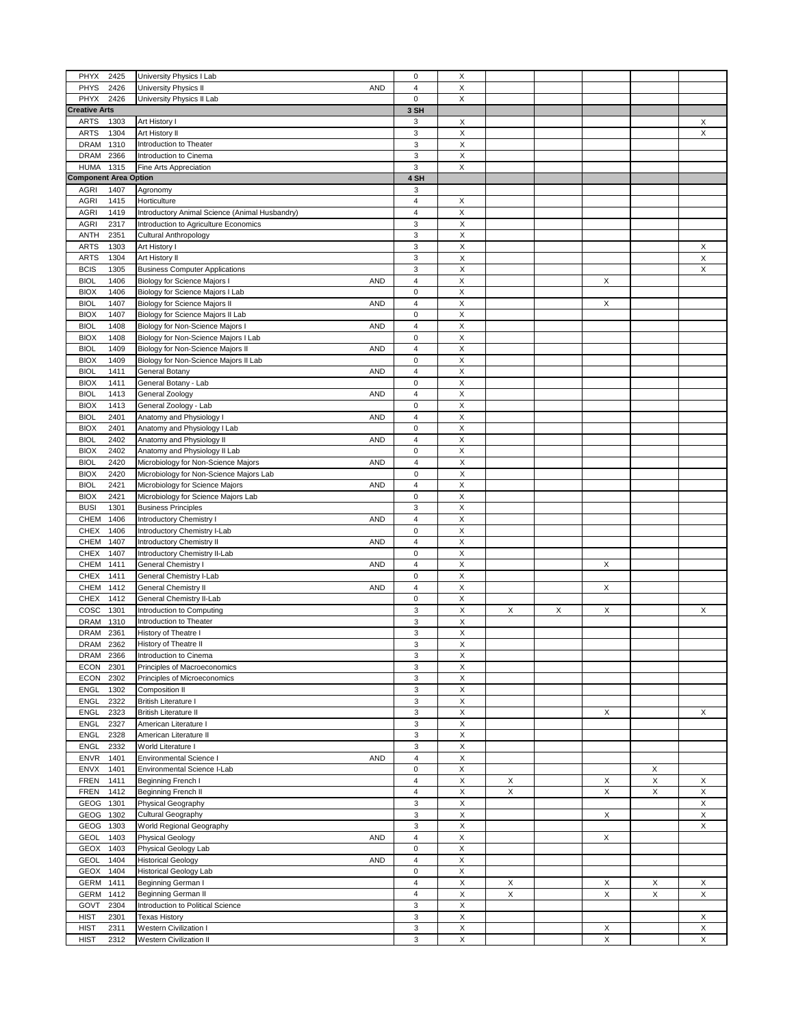| | | | | | | | | | | |
|---|---|---|---|---|---|---|---|---|---|---|
| PHYX | 2425 | University Physics I Lab | | 0 | X | | | | | |
| PHYS | 2426 | University Physics II | AND | 4 | X | | | | | |
| PHYX | 2426 | University Physics II Lab | | 0 | X | | | | | |
| **Creative Arts** | | | | **3 SH** | | | | | | |
| ARTS | 1303 | Art History I | | 3 | X | | | | | X |
| ARTS | 1304 | Art History II | | 3 | X | | | | | X |
| DRAM | 1310 | Introduction to Theater | | 3 | X | | | | | |
| DRAM | 2366 | Introduction to Cinema | | 3 | X | | | | | |
| HUMA | 1315 | Fine Arts Appreciation | | 3 | X | | | | | |
| **Component Area Option** | | | | **4 SH** | | | | | | |
| AGRI | 1407 | Agronomy | | 3 | | | | | | |
| AGRI | 1415 | Horticulture | | 4 | X | | | | | |
| AGRI | 1419 | Introductory Animal Science (Animal Husbandry) | | 4 | X | | | | | |
| AGRI | 2317 | Introduction to Agriculture Economics | | 3 | X | | | | | |
| ANTH | 2351 | Cultural Anthropology | | 3 | X | | | | | |
| ARTS | 1303 | Art History I | | 3 | X | | | | | X |
| ARTS | 1304 | Art History II | | 3 | X | | | | | X |
| BCIS | 1305 | Business Computer Applications | | 3 | X | | | | | X |
| BIOL | 1406 | Biology for Science Majors I | AND | 4 | X | | | X | | |
| BIOX | 1406 | Biology for Science Majors I Lab | | 0 | X | | | | | |
| BIOL | 1407 | Biology for Science Majors II | AND | 4 | X | | | X | | |
| BIOX | 1407 | Biology for Science Majors II Lab | | 0 | X | | | | | |
| BIOL | 1408 | Biology for Non-Science Majors I | AND | 4 | X | | | | | |
| BIOX | 1408 | Biology for Non-Science Majors I Lab | | 0 | X | | | | | |
| BIOL | 1409 | Biology for Non-Science Majors II | AND | 4 | X | | | | | |
| BIOX | 1409 | Biology for Non-Science Majors II Lab | | 0 | X | | | | | |
| BIOL | 1411 | General Botany | AND | 4 | X | | | | | |
| BIOX | 1411 | General Botany - Lab | | 0 | X | | | | | |
| BIOL | 1413 | General Zoology | AND | 4 | X | | | | | |
| BIOX | 1413 | General Zoology - Lab | | 0 | X | | | | | |
| BIOL | 2401 | Anatomy and Physiology I | AND | 4 | X | | | | | |
| BIOX | 2401 | Anatomy and Physiology I Lab | | 0 | X | | | | | |
| BIOL | 2402 | Anatomy and Physiology II | AND | 4 | X | | | | | |
| BIOX | 2402 | Anatomy and Physiology II Lab | | 0 | X | | | | | |
| BIOL | 2420 | Microbiology for Non-Science Majors | AND | 4 | X | | | | | |
| BIOX | 2420 | Microbiology for Non-Science Majors Lab | | 0 | X | | | | | |
| BIOL | 2421 | Microbiology for Science Majors | AND | 4 | X | | | | | |
| BIOX | 2421 | Microbiology for Science Majors Lab | | 0 | X | | | | | |
| BUSI | 1301 | Business Principles | | 3 | X | | | | | |
| CHEM | 1406 | Introductory Chemistry I | AND | 4 | X | | | | | |
| CHEX | 1406 | Introductory Chemistry I-Lab | | 0 | X | | | | | |
| CHEM | 1407 | Introductory Chemistry II | AND | 4 | X | | | | | |
| CHEX | 1407 | Introductory Chemistry II-Lab | | 0 | X | | | | | |
| CHEM | 1411 | General Chemistry I | AND | 4 | X | | | X | | |
| CHEX | 1411 | General Chemistry I-Lab | | 0 | X | | | | | |
| CHEM | 1412 | General Chemistry II | AND | 4 | X | | | X | | |
| CHEX | 1412 | General Chemistry II-Lab | | 0 | X | | | | | |
| COSC | 1301 | Introduction to Computing | | 3 | X | X | X | X | | X |
| DRAM | 1310 | Introduction to Theater | | 3 | X | | | | | |
| DRAM | 2361 | History of Theatre I | | 3 | X | | | | | |
| DRAM | 2362 | History of Theatre II | | 3 | X | | | | | |
| DRAM | 2366 | Introduction to Cinema | | 3 | X | | | | | |
| ECON | 2301 | Principles of Macroeconomics | | 3 | X | | | | | |
| ECON | 2302 | Principles of Microeconomics | | 3 | X | | | | | |
| ENGL | 1302 | Composition II | | 3 | X | | | | | |
| ENGL | 2322 | British Literature I | | 3 | X | | | | | |
| ENGL | 2323 | British Literature II | | 3 | X | | | X | | X |
| ENGL | 2327 | American Literature I | | 3 | X | | | | | |
| ENGL | 2328 | American Literature II | | 3 | X | | | | | |
| ENGL | 2332 | World Literature I | | 3 | X | | | | | |
| ENVR | 1401 | Environmental Science I | AND | 4 | X | | | | | |
| ENVX | 1401 | Environmental Science I-Lab | | 0 | X | | | | X | |
| FREN | 1411 | Beginning French I | | 4 | X | X | | X | X | X |
| FREN | 1412 | Beginning French II | | 4 | X | X | | X | X | X |
| GEOG | 1301 | Physical Geography | | 3 | X | | | | | X |
| GEOG | 1302 | Cultural Geography | | 3 | X | | | X | | X |
| GEOG | 1303 | World Regional Geography | | 3 | X | | | | | X |
| GEOL | 1403 | Physical Geology | AND | 4 | X | | | X | | |
| GEOX | 1403 | Physical Geology Lab | | 0 | X | | | | | |
| GEOL | 1404 | Historical Geology | AND | 4 | X | | | | | |
| GEOX | 1404 | Historical Geology Lab | | 0 | X | | | | | |
| GERM | 1411 | Beginning German I | | 4 | X | X | | X | X | X |
| GERM | 1412 | Beginning German II | | 4 | X | X | | X | X | X |
| GOVT | 2304 | Introduction to Political Science | | 3 | X | | | | | |
| HIST | 2301 | Texas History | | 3 | X | | | | | X |
| HIST | 2311 | Western Civilization I | | 3 | X | | | X | | X |
| HIST | 2312 | Western Civilization II | | 3 | X | | | X | | X |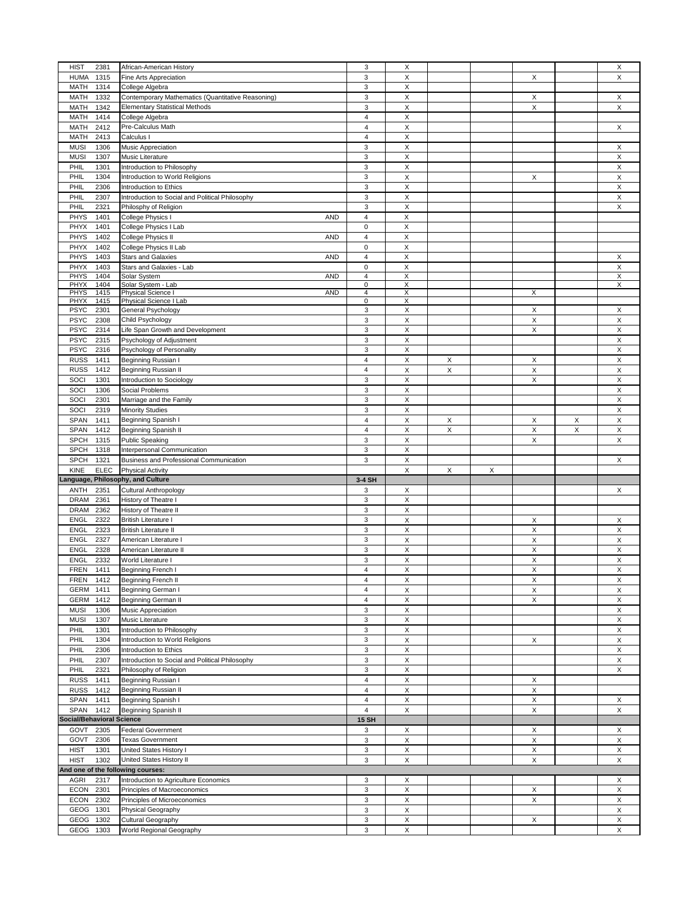| | | | | | | | | | | |
|---|---|---|---|---|---|---|---|---|---|---|
| HIST | 2381 | African-American History | | 3 | X | | | | | X |
| HUMA | 1315 | Fine Arts Appreciation | | 3 | X | | | X | | X |
| MATH | 1314 | College Algebra | | 3 | X | | | | | |
| MATH | 1332 | Contemporary Mathematics (Quantitative Reasoning) | | 3 | X | | | X | | X |
| MATH | 1342 | Elementary Statistical Methods | | 3 | X | | | X | | X |
| MATH | 1414 | College Algebra | | 4 | X | | | | | |
| MATH | 2412 | Pre-Calculus Math | | 4 | X | | | | | X |
| MATH | 2413 | Calculus I | | 4 | X | | | | | |
| MUSI | 1306 | Music Appreciation | | 3 | X | | | | | X |
| MUSI | 1307 | Music Literature | | 3 | X | | | | | X |
| PHIL | 1301 | Introduction to Philosophy | | 3 | X | | | | | X |
| PHIL | 1304 | Introduction to World Religions | | 3 | X | | | X | | X |
| PHIL | 2306 | Introduction to Ethics | | 3 | X | | | | | X |
| PHIL | 2307 | Introduction to Social and Political Philosophy | | 3 | X | | | | | X |
| PHIL | 2321 | Philosphy of Religion | | 3 | X | | | | | X |
| PHYS | 1401 | College Physics I | AND | 4 | X | | | | | |
| PHYX | 1401 | College Physics I Lab | | 0 | X | | | | | |
| PHYS | 1402 | College Physics II | AND | 4 | X | | | | | |
| PHYX | 1402 | College Physics II Lab | | 0 | X | | | | | |
| PHYS | 1403 | Stars and Galaxies | AND | 4 | X | | | | | X |
| PHYX | 1403 | Stars and Galaxies - Lab | | 0 | X | | | | | X |
| PHYS | 1404 | Solar System | AND | 4 | X | | | | | X |
| PHYX | 1404 | Solar System - Lab | | 0 | X | | | | | X |
| PHYS | 1415 | Physical Science I | AND | 4 | X | | | X | | |
| PHYX | 1415 | Physical Science I Lab | | 0 | X | | | | | |
| PSYC | 2301 | General Psychology | | 3 | X | | | X | | X |
| PSYC | 2308 | Child Psychology | | 3 | X | | | X | | X |
| PSYC | 2314 | Life Span Growth and Development | | 3 | X | | | X | | X |
| PSYC | 2315 | Psychology of Adjustment | | 3 | X | | | | | X |
| PSYC | 2316 | Psychology of Personality | | 3 | X | | | | | X |
| RUSS | 1411 | Beginning Russian I | | 4 | X | X | | X | | X |
| RUSS | 1412 | Beginning Russian II | | 4 | X | X | | X | | X |
| SOCI | 1301 | Introduction to Sociology | | 3 | X | | | X | | X |
| SOCI | 1306 | Social Problems | | 3 | X | | | | | X |
| SOCI | 2301 | Marriage and the Family | | 3 | X | | | | | X |
| SOCI | 2319 | Minority Studies | | 3 | X | | | | | X |
| SPAN | 1411 | Beginning Spanish I | | 4 | X | X | | X | X | X |
| SPAN | 1412 | Beginning Spanish II | | 4 | X | X | | X | X | X |
| SPCH | 1315 | Public Speaking | | 3 | X | | | X | | X |
| SPCH | 1318 | Interpersonal Communication | | 3 | X | | | | | |
| SPCH | 1321 | Business and Professional Communication | | 3 | X | | | | | X |
| KINE | ELEC | Physical Activity | | | X | X | X | | | |
| **Language, Philosophy, and Culture** | | | | **3-4 SH** | | | | | | |
| ANTH | 2351 | Cultural Anthropology | | 3 | X | | | | | X |
| DRAM | 2361 | History of Theatre I | | 3 | X | | | | | |
| DRAM | 2362 | History of Theatre II | | 3 | X | | | | | |
| ENGL | 2322 | British Literature I | | 3 | X | | | X | | X |
| ENGL | 2323 | British Literature II | | 3 | X | | | X | | X |
| ENGL | 2327 | American Literature I | | 3 | X | | | X | | X |
| ENGL | 2328 | American Literature II | | 3 | X | | | X | | X |
| ENGL | 2332 | World Literature I | | 3 | X | | | X | | X |
| FREN | 1411 | Beginning French I | | 4 | X | | | X | | X |
| FREN | 1412 | Beginning French II | | 4 | X | | | X | | X |
| GERM | 1411 | Beginning German I | | 4 | X | | | X | | X |
| GERM | 1412 | Beginning German II | | 4 | X | | | X | | X |
| MUSI | 1306 | Music Appreciation | | 3 | X | | | | | X |
| MUSI | 1307 | Music Literature | | 3 | X | | | | | X |
| PHIL | 1301 | Introduction to Philosophy | | 3 | X | | | | | X |
| PHIL | 1304 | Introduction to World Religions | | 3 | X | | | X | | X |
| PHIL | 2306 | Introduction to Ethics | | 3 | X | | | | | X |
| PHIL | 2307 | Introduction to Social and Political Philosophy | | 3 | X | | | | | X |
| PHIL | 2321 | Philosophy of Religion | | 3 | X | | | | | X |
| RUSS | 1411 | Beginning Russian I | | 4 | X | | | X | | |
| RUSS | 1412 | Beginning Russian II | | 4 | X | | | X | | |
| SPAN | 1411 | Beginning Spanish I | | 4 | X | | | X | | X |
| SPAN | 1412 | Beginning Spanish II | | 4 | X | | | X | | X |
| **Social/Behavioral Science** | | | | **15 SH** | | | | | | |
| GOVT | 2305 | Federal Government | | 3 | X | | | X | | X |
| GOVT | 2306 | Texas Government | | 3 | X | | | X | | X |
| HIST | 1301 | United States History I | | 3 | X | | | X | | X |
| HIST | 1302 | United States History II | | 3 | X | | | X | | X |
| **And one of the following courses:** | | | | | | | | | | |
| AGRI | 2317 | Introduction to Agriculture Economics | | 3 | X | | | | | X |
| ECON | 2301 | Principles of Macroeconomics | | 3 | X | | | X | | X |
| ECON | 2302 | Principles of Microeconomics | | 3 | X | | | X | | X |
| GEOG | 1301 | Physical Geography | | 3 | X | | | | | X |
| GEOG | 1302 | Cultural Geography | | 3 | X | | | X | | X |
| GEOG | 1303 | World Regional Geography | | 3 | X | | | | | X |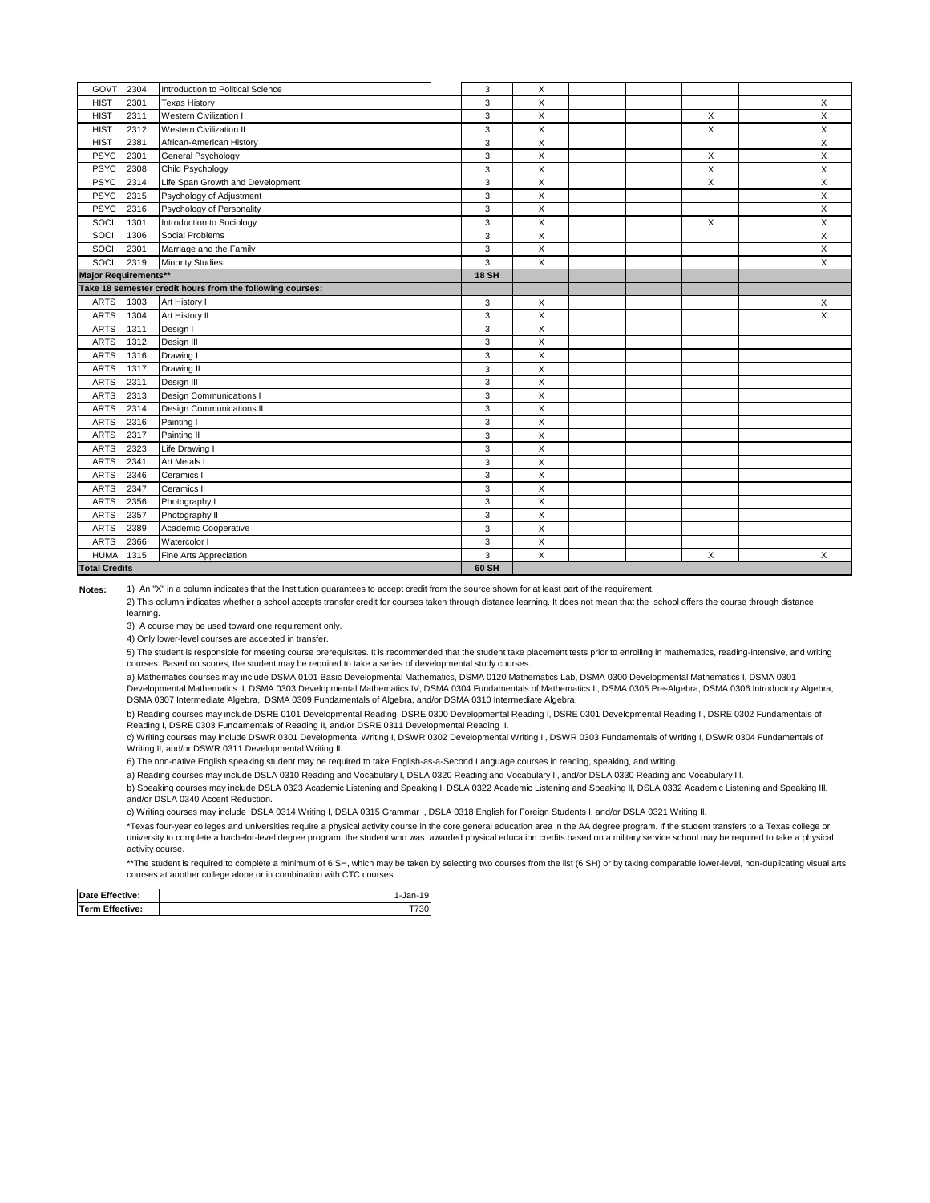| | | | | | | | | |
|---|---|---|---|---|---|---|---|---|
| GOVT 2304 | Introduction to Political Science | 3 | X | | | | | |
| HIST 2301 | Texas History | 3 | X | | | | | X |
| HIST 2311 | Western Civilization I | 3 | X | | | X | | X |
| HIST 2312 | Western Civilization II | 3 | X | | | X | | X |
| HIST 2381 | African-American History | 3 | X | | | | | X |
| PSYC 2301 | General Psychology | 3 | X | | | X | | X |
| PSYC 2308 | Child Psychology | 3 | X | | | X | | X |
| PSYC 2314 | Life Span Growth and Development | 3 | X | | | X | | X |
| PSYC 2315 | Psychology of Adjustment | 3 | X | | | | | X |
| PSYC 2316 | Psychology of Personality | 3 | X | | | | | X |
| SOCI 1301 | Introduction to Sociology | 3 | X | | | X | | X |
| SOCI 1306 | Social Problems | 3 | X | | | | | X |
| SOCI 2301 | Marriage and the Family | 3 | X | | | | | X |
| SOCI 2319 | Minority Studies | 3 | X | | | | | X |
| **Major Requirements**** | | **18 SH** | | | | | | |
| **Take 18 semester credit hours from the following courses:** | | | | | | | | |
| ARTS 1303 | Art History I | 3 | X | | | | | X |
| ARTS 1304 | Art History II | 3 | X | | | | | X |
| ARTS 1311 | Design I | 3 | X | | | | | |
| ARTS 1312 | Design III | 3 | X | | | | | |
| ARTS 1316 | Drawing I | 3 | X | | | | | |
| ARTS 1317 | Drawing II | 3 | X | | | | | |
| ARTS 2311 | Design III | 3 | X | | | | | |
| ARTS 2313 | Design Communications I | 3 | X | | | | | |
| ARTS 2314 | Design Communications II | 3 | X | | | | | |
| ARTS 2316 | Painting I | 3 | X | | | | | |
| ARTS 2317 | Painting II | 3 | X | | | | | |
| ARTS 2323 | Life Drawing I | 3 | X | | | | | |
| ARTS 2341 | Art Metals I | 3 | X | | | | | |
| ARTS 2346 | Ceramics I | 3 | X | | | | | |
| ARTS 2347 | Ceramics II | 3 | X | | | | | |
| ARTS 2356 | Photography I | 3 | X | | | | | |
| ARTS 2357 | Photography II | 3 | X | | | | | |
| ARTS 2389 | Academic Cooperative | 3 | X | | | | | |
| ARTS 2366 | Watercolor I | 3 | X | | | | | |
| HUMA 1315 | Fine Arts Appreciation | 3 | X | | | X | | X |
| **Total Credits** | | **60 SH** | | | | | | |

**Notes:** 1) An "X" in a column indicates that the Institution guarantees to accept credit from the source shown for at least part of the requirement.

2) This column indicates whether a school accepts transfer credit for courses taken through distance learning. It does not mean that the school offers the course through distance learning.

3) A course may be used toward one requirement only.

4) Only lower-level courses are accepted in transfer.

5) The student is responsible for meeting course prerequisites. It is recommended that the student take placement tests prior to enrolling in mathematics, reading-intensive, and writing courses. Based on scores, the student may be required to take a series of developmental study courses.

a) Mathematics courses may include DSMA 0101 Basic Developmental Mathematics, DSMA 0120 Mathematics Lab, DSMA 0300 Developmental Mathematics I, DSMA 0301 Developmental Mathematics II, DSMA 0303 Developmental Mathematics IV, DSMA 0304 Fundamentals of Mathematics II, DSMA 0305 Pre-Algebra, DSMA 0306 Introductory Algebra, DSMA 0307 Intermediate Algebra, DSMA 0309 Fundamentals of Algebra, and/or DSMA 0310 Intermediate Algebra.

b) Reading courses may include DSRE 0101 Developmental Reading, DSRE 0300 Developmental Reading I, DSRE 0301 Developmental Reading II, DSRE 0302 Fundamentals of Reading I, DSRE 0303 Fundamentals of Reading II, and/or DSRE 0311 Developmental Reading II.

c) Writing courses may include DSWR 0301 Developmental Writing I, DSWR 0302 Developmental Writing II, DSWR 0303 Fundamentals of Writing I, DSWR 0304 Fundamentals of Writing II, and/or DSWR 0311 Developmental Writing II.

6) The non-native English speaking student may be required to take English-as-a-Second Language courses in reading, speaking, and writing.

a) Reading courses may include DSLA 0310 Reading and Vocabulary I, DSLA 0320 Reading and Vocabulary II, and/or DSLA 0330 Reading and Vocabulary III.

b) Speaking courses may include DSLA 0323 Academic Listening and Speaking I, DSLA 0322 Academic Listening and Speaking II, DSLA 0332 Academic Listening and Speaking III, and/or DSLA 0340 Accent Reduction.

c) Writing courses may include DSLA 0314 Writing I, DSLA 0315 Grammar I, DSLA 0318 English for Foreign Students I, and/or DSLA 0321 Writing II.

*Texas four-year colleges and universities require a physical activity course in the core general education area in the AA degree program. If the student transfers to a Texas college or university to complete a bachelor-level degree program, the student who was awarded physical education credits based on a military service school may be required to take a physical activity course.

**The student is required to complete a minimum of 6 SH, which may be taken by selecting two courses from the list (6 SH) or by taking comparable lower-level, non-duplicating visual arts courses at another college alone or in combination with CTC courses.

| | |
|---|---|
| **Date Effective:** | 1-Jan-19 |
| **Term Effective:** | T730 |